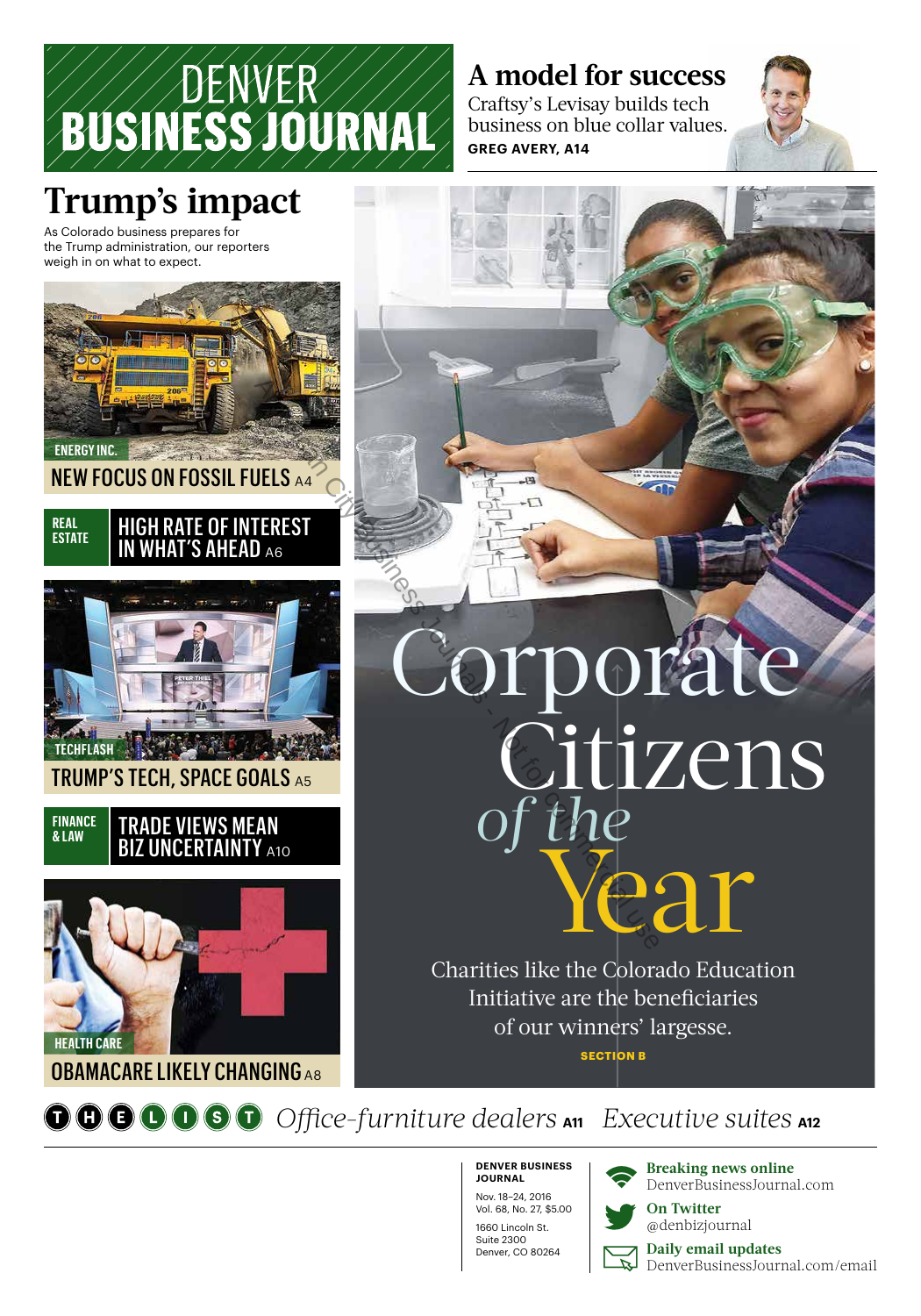# DENVER BUSINESS JOURNAL

## A model for success

Craftsy's Levisay builds tech business on blue collar values.

**GREG AVERY, A14**

## Trump's impact

As Colorado business prepares for the Trump administration, our reporters weigh in on what to expect.

ENERGY INC.
**NEW FOCUS ON FOSSIL FUELS** A4

REAL ESTATE
**HIGH RATE OF INTEREST IN WHAT'S AHEAD** A6

TECHFLASH
**TRUMP'S TECH, SPACE GOALS** A5

FINANCE & LAW
**TRADE VIEWS MEAN BIZ UNCERTAINTY** A10

HEALTH CARE
**OBAMACARE LIKELY CHANGING** A8

# Corporate Citizens *of the* Year

Charities like the Colorado Education Initiative are the beneficiaries of our winners' largesse.

**SECTION B**

THE LIST *Office-furniture dealers* A11 *Executive suites* A12

**DENVER BUSINESS JOURNAL**
Nov. 18–24, 2016
Vol. 68, No. 27, $5.00
1660 Lincoln St.
Suite 2300
Denver, CO 80264

**Breaking news online**
DenverBusinessJournal.com

**On Twitter**
@denbizjournal

**Daily email updates**
DenverBusinessJournal.com/email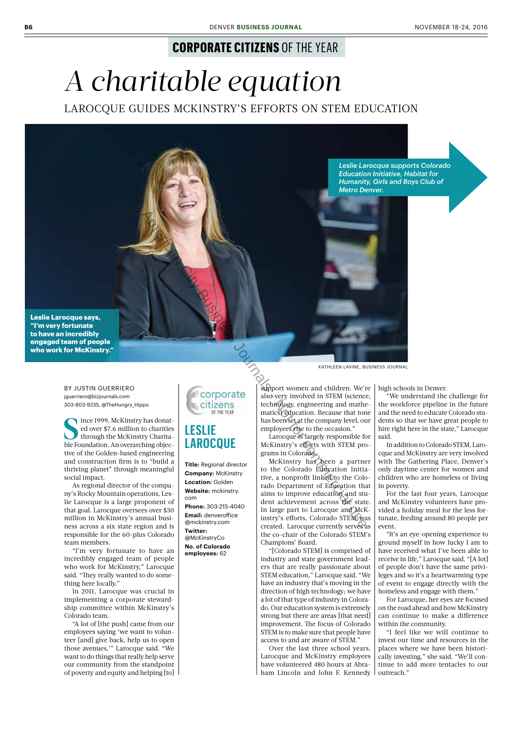## CORPORATE CITIZENS OF THE YEAR

# A charitable equation

### LAROCQUE GUIDES MCKINSTRY'S EFFORTS ON STEM EDUCATION

*Leslie Larocque supports Colorado Education Initiative, Habitat for Humanity, Girls and Boys Club of Metro Denver.*

**Leslie Larocque says, "I'm very fortunate to have an incredibly engaged team of people who work for McKinstry."**

KATHLEEN LAVINE, BUSINESS JOURNAL

BY JUSTIN GUERRIERO
jguerriero@bizjournals.com
303-803-9235, @TheHungry_Hippo

Since 1999, McKinstry has donated over $7.6 million to charities through the McKinstry Charitable Foundation. An overarching objective of the Golden-based engineering and construction firm is to "build a thriving planet" through meaningful social impact.

As regional director of the company's Rocky Mountain operations, Leslie Larocque is a large proponent of that goal. Larocque oversees over $30 million in McKinstry's annual business across a six state region and is responsible for the 60-plus Colorado team members.

"I'm very fortunate to have an incredibly engaged team of people who work for McKinstry," Larocque said. "They really wanted to do something here locally."

In 2011, Larocque was crucial in implementing a corporate stewardship committee within McKinstry's Colorado team.

"A lot of [the push] came from our employees saying 'we want to volunteer [and] give back, help us to open those avenues,'" Larocque said. "We want to do things that really help serve our community from the standpoint of poverty and equity and helping [to] support women and children. We're also very involved in STEM (science, technology, engineering and mathematics) education. Because that tone has been set at the company level, our employees rise to the occasion."

Larocque is largely responsible for McKinstry's efforts with STEM programs in Colorado.

McKinstry has been a partner to the Colorado Education Initiative, a nonprofit linked to the Colorado Department of Education that aims to improve education and student achievement across the state. In large part to Larocque and McKinstry's efforts, Colorado STEM was created. Larocque currently serves as the co-chair of the Colorado STEM's Champions' Board.

"[Colorado STEM] is comprised of industry and state government leaders that are really passionate about STEM education," Larocque said. "We have an industry that's moving in the direction of high technology; we have a lot of that type of industry in Colorado. Our education system is extremely strong but there are areas [that need] improvement. The focus of Colorado STEM is to make sure that people have access to and are aware of STEM."

Over the last three school years, Larocque and McKinstry employees have volunteered 480 hours at Abraham Lincoln and John F. Kennedy high schools in Denver.

"We understand the challenge for the workforce pipeline in the future and the need to educate Colorado students so that we have great people to hire right here in the state," Larocque said.

In addition to Colorado STEM, Larocque and McKinstry are very involved with The Gathering Place, Denver's only daytime center for women and children who are homeless or living in poverty.

For the last four years, Larocque and McKinstry volunteers have provided a holiday meal for the less fortunate, feeding around 80 people per event.

"It's an eye-opening experience to ground myself in how lucky I am to have received what I've been able to receive in life," Larocque said. "[A lot] of people don't have the same privileges and so it's a heartwarming type of event to engage directly with the homeless and engage with them."

For Larocque, her eyes are focused on the road ahead and how McKinstry can continue to make a difference within the community.

"I feel like we will continue to invest our time and resources in the places where we have been historically investing," she said. "We'll continue to add more tentacles to our outreach."

---

corporate citizens OF THE YEAR

## LESLIE LAROCQUE

**Title:** Regional director
**Company:** McKinstry
**Location:** Golden
**Website:** mckinstry.com
**Phone:** 303-215-4040
**Email:** denveroffice@mckinstry.com
**Twitter:** @McKinstryCo
**No. of Colorado employees:** 62